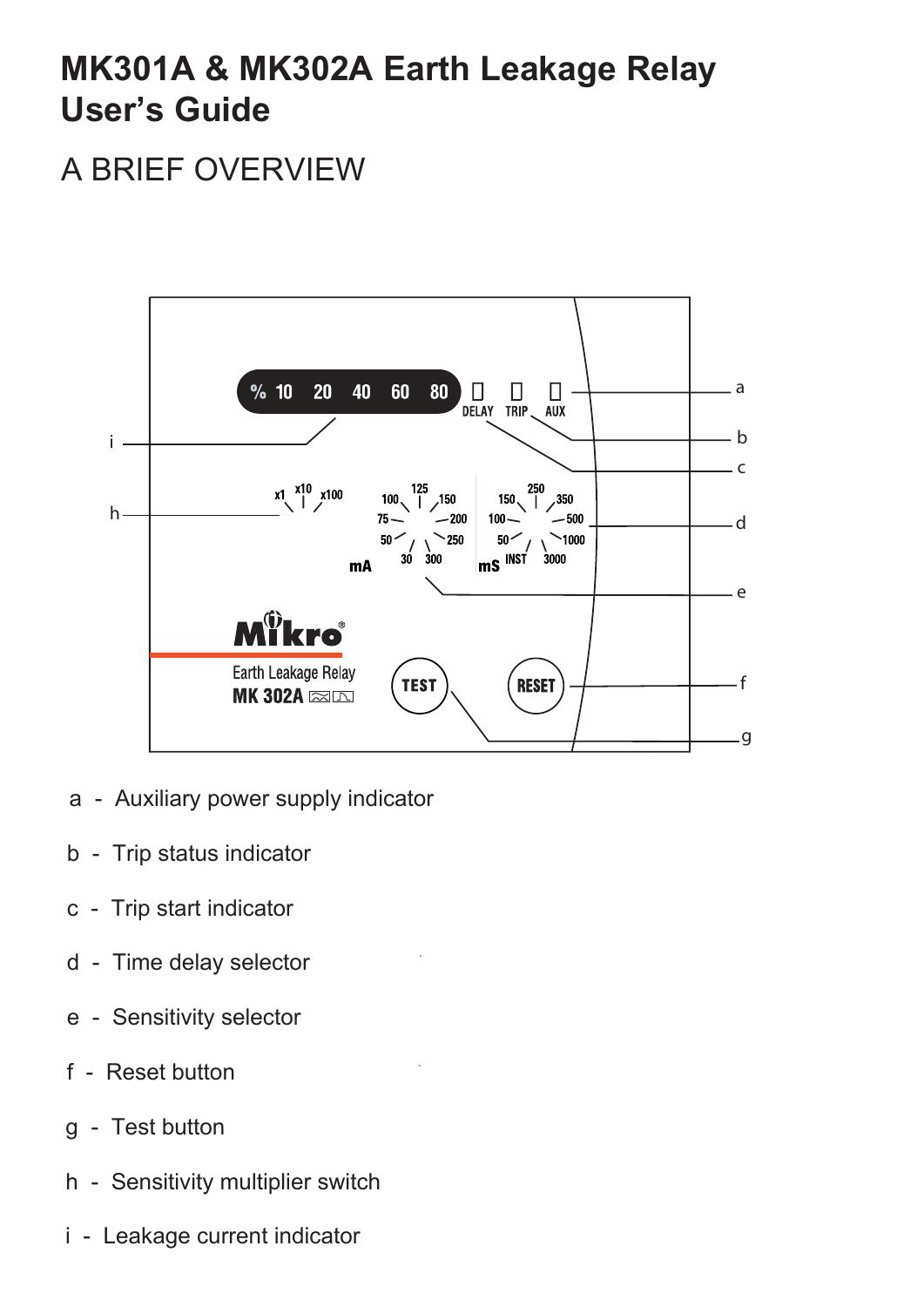# MK301A & MK302A Earth Leakage Relay User's Guide

## A BRIEF OVERVIEW

a - Auxiliary power supply indicator

b - Trip status indicator

c - Trip start indicator

d - Time delay selector

e - Sensitivity selector

f - Reset button

g - Test button

h - Sensitivity multiplier switch

i - Leakage current indicator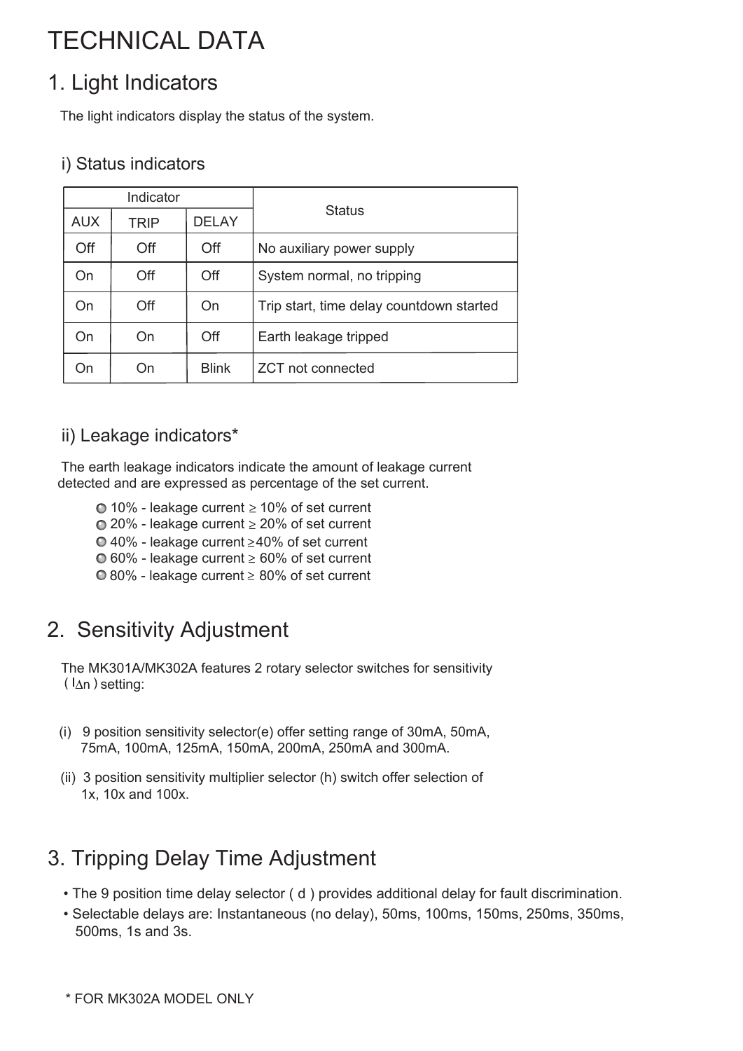# TECHNICAL DATA

## 1. Light Indicators

The light indicators display the status of the system.

### i) Status indicators

| Indicator | | | Status |
|---|---|---|---|
| AUX | TRIP | DELAY | |
| Off | Off | Off | No auxiliary power supply |
| On | Off | Off | System normal, no tripping |
| On | Off | On | Trip start, time delay countdown started |
| On | On | Off | Earth leakage tripped |
| On | On | Blink | ZCT not connected |

### ii) Leakage indicators*

The earth leakage indicators indicate the amount of leakage current detected and are expressed as percentage of the set current.

- 10% - leakage current ≥ 10% of set current
- 20% - leakage current ≥ 20% of set current
- 40% - leakage current ≥40% of set current
- 60% - leakage current ≥ 60% of set current
- 80% - leakage current ≥ 80% of set current

## 2. Sensitivity Adjustment

The MK301A/MK302A features 2 rotary selector switches for sensitivity ( $I_{\Delta n}$ ) setting:

(i) 9 position sensitivity selector(e) offer setting range of 30mA, 50mA, 75mA, 100mA, 125mA, 150mA, 200mA, 250mA and 300mA.

(ii) 3 position sensitivity multiplier selector (h) switch offer selection of 1x, 10x and 100x.

## 3. Tripping Delay Time Adjustment

- The 9 position time delay selector ( d ) provides additional delay for fault discrimination.
- Selectable delays are: Instantaneous (no delay), 50ms, 100ms, 150ms, 250ms, 350ms, 500ms, 1s and 3s.

\* FOR MK302A MODEL ONLY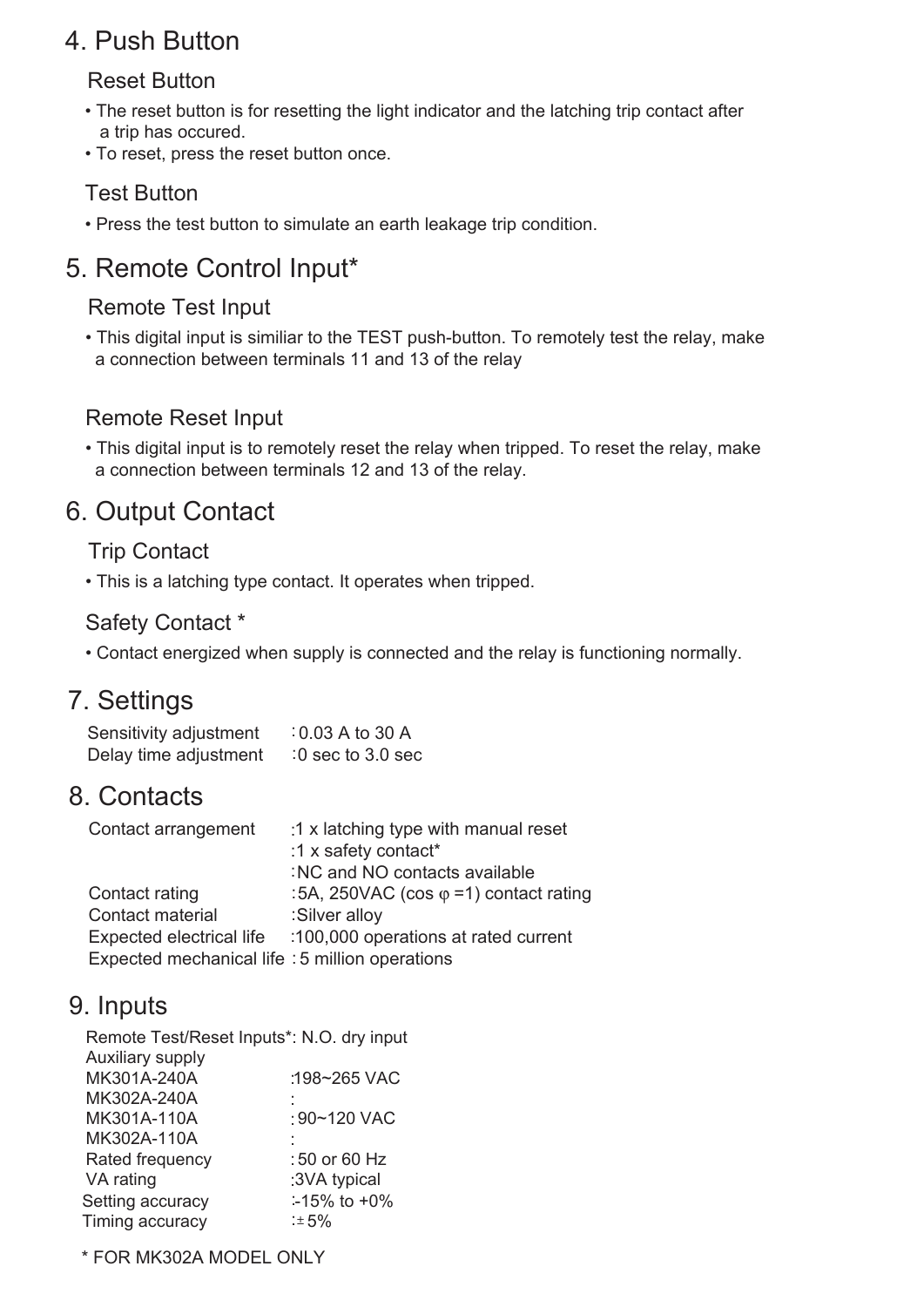## 4. Push Button

### Reset Button

- The reset button is for resetting the light indicator and the latching trip contact after a trip has occured.
- To reset, press the reset button once.

### Test Button

- Press the test button to simulate an earth leakage trip condition.

## 5. Remote Control Input*

### Remote Test Input

- This digital input is similiar to the TEST push-button. To remotely test the relay, make a connection between terminals 11 and 13 of the relay

### Remote Reset Input

- This digital input is to remotely reset the relay when tripped. To reset the relay, make a connection between terminals 12 and 13 of the relay.

## 6. Output Contact

### Trip Contact

- This is a latching type contact. It operates when tripped.

### Safety Contact *

- Contact energized when supply is connected and the relay is functioning normally.

## 7. Settings

| | |
|---|---|
| Sensitivity adjustment | : 0.03 A to 30 A |
| Delay time adjustment | : 0 sec to 3.0 sec |

## 8. Contacts

| | |
|---|---|
| Contact arrangement | : 1 x latching type with manual reset |
| | : 1 x safety contact* |
| | : NC and NO contacts available |
| Contact rating | : 5A, 250VAC (cos $\varphi$ =1) contact rating |
| Contact material | : Silver alloy |
| Expected electrical life | : 100,000 operations at rated current |
| Expected mechanical life | : 5 million operations |

## 9. Inputs

| | |
|---|---|
| Remote Test/Reset Inputs* | : N.O. dry input |
| Auxiliary supply | |
| MK301A-240A | : 198~265 VAC |
| MK302A-240A | : |
| MK301A-110A | : 90~120 VAC |
| MK302A-110A | : |
| Rated frequency | : 50 or 60 Hz |
| VA rating | : 3VA typical |
| Setting accuracy | : -15% to +0% |
| Timing accuracy | : ± 5% |

\* FOR MK302A MODEL ONLY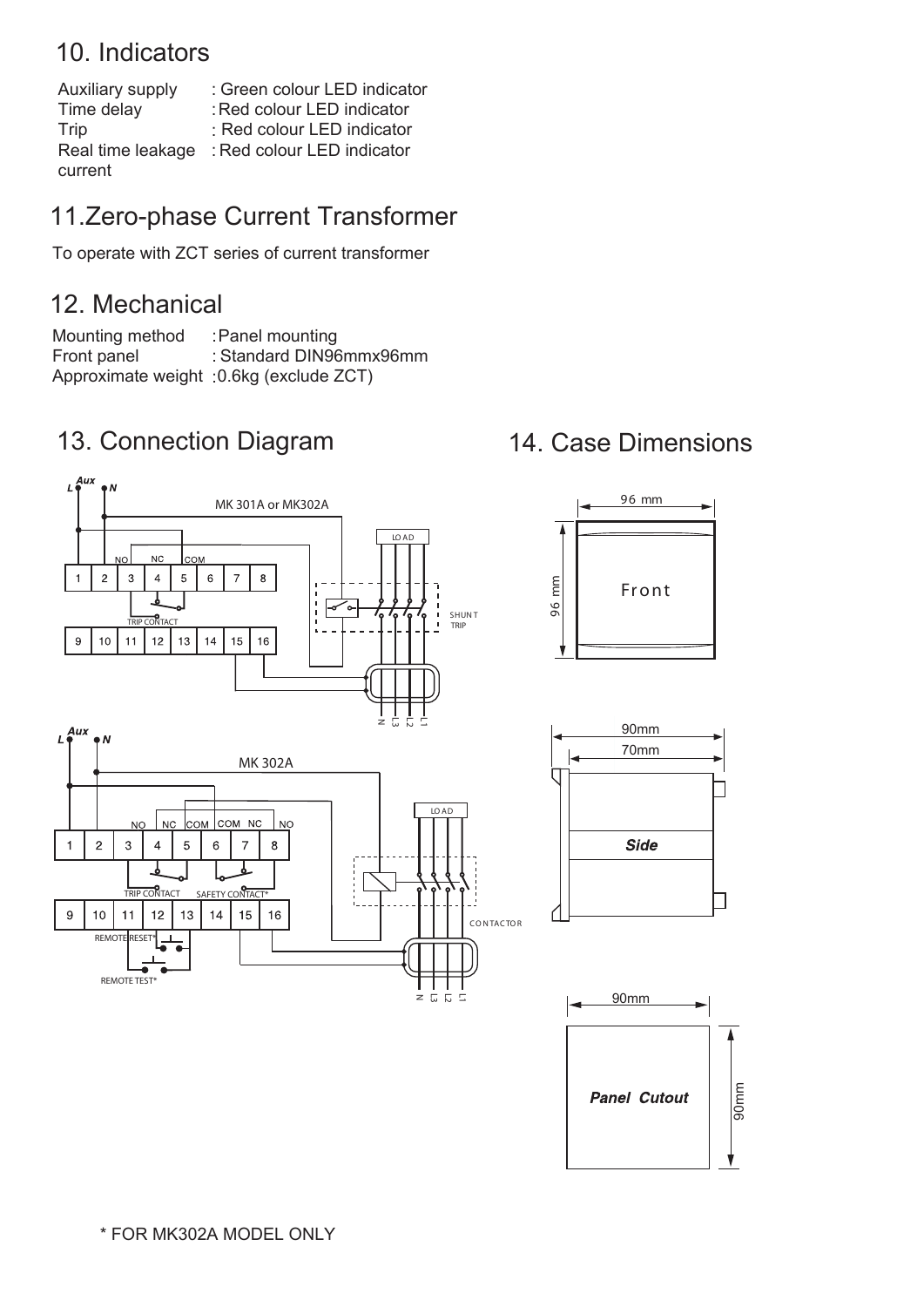## 10. Indicators

Auxiliary supply : Green colour LED indicator
Time delay : Red colour LED indicator
Trip : Red colour LED indicator
Real time leakage current : Red colour LED indicator

## 11.Zero-phase Current Transformer

To operate with ZCT series of current transformer

## 12. Mechanical

Mounting method : Panel mounting
Front panel : Standard DIN96mmx96mm
Approximate weight : 0.6kg (exclude ZCT)

## 13. Connection Diagram

Aux
L
N
MK 301A or MK302A
NO
NC
COM
1 2 3 4 5 6 7 8
TRIP CONTACT
9 10 11 12 13 14 15 16
LOAD
SHUNT TRIP
N L3 L2 L1

Aux
L
N
MK 302A
NO NC COM COM NC NO
1 2 3 4 5 6 7 8
TRIP CONTACT SAFETY CONTACT*
9 10 11 12 13 14 15 16
REMOTE RESET*
REMOTE TEST*
LOAD
CONTACTOR
N L3 L2 L1

## 14. Case Dimensions

96 mm
96 mm
Front

90mm
70mm
*Side*

90mm
90mm
*Panel Cutout*

\* FOR MK302A MODEL ONLY